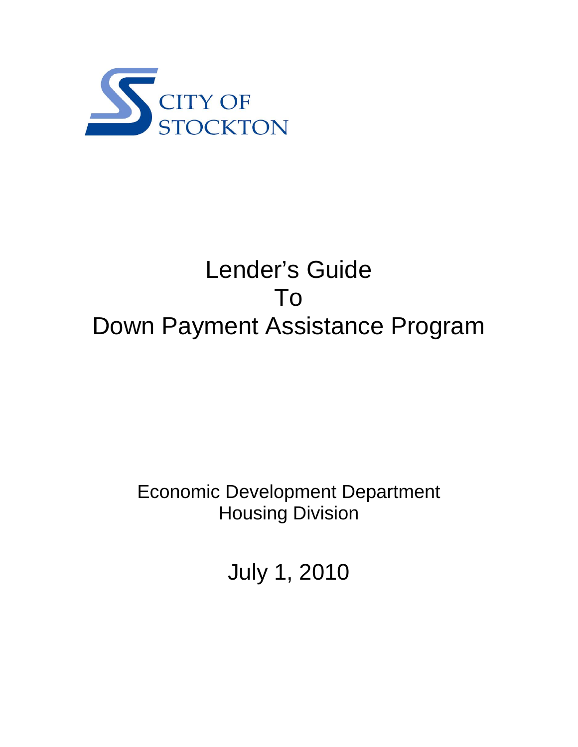CITY OF STOCKTON

# Lender's Guide To Down Payment Assistance Program

Economic Development Department
Housing Division

July 1, 2010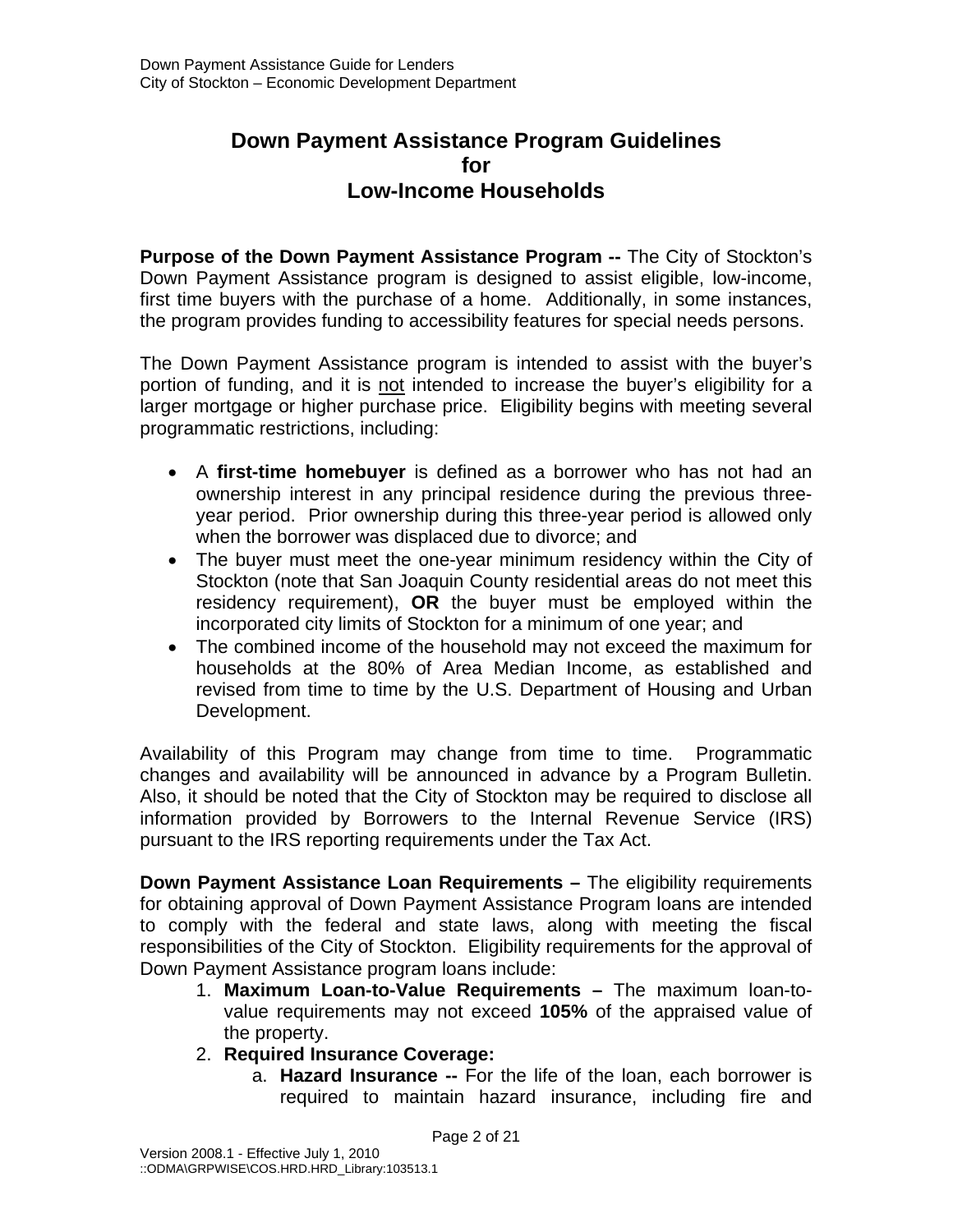# Down Payment Assistance Program Guidelines for Low-Income Households

**Purpose of the Down Payment Assistance Program --** The City of Stockton's Down Payment Assistance program is designed to assist eligible, low-income, first time buyers with the purchase of a home. Additionally, in some instances, the program provides funding to accessibility features for special needs persons.

The Down Payment Assistance program is intended to assist with the buyer's portion of funding, and it is not intended to increase the buyer's eligibility for a larger mortgage or higher purchase price. Eligibility begins with meeting several programmatic restrictions, including:

- A **first-time homebuyer** is defined as a borrower who has not had an ownership interest in any principal residence during the previous three-year period. Prior ownership during this three-year period is allowed only when the borrower was displaced due to divorce; and
- The buyer must meet the one-year minimum residency within the City of Stockton (note that San Joaquin County residential areas do not meet this residency requirement), **OR** the buyer must be employed within the incorporated city limits of Stockton for a minimum of one year; and
- The combined income of the household may not exceed the maximum for households at the 80% of Area Median Income, as established and revised from time to time by the U.S. Department of Housing and Urban Development.

Availability of this Program may change from time to time. Programmatic changes and availability will be announced in advance by a Program Bulletin. Also, it should be noted that the City of Stockton may be required to disclose all information provided by Borrowers to the Internal Revenue Service (IRS) pursuant to the IRS reporting requirements under the Tax Act.

**Down Payment Assistance Loan Requirements –** The eligibility requirements for obtaining approval of Down Payment Assistance Program loans are intended to comply with the federal and state laws, along with meeting the fiscal responsibilities of the City of Stockton. Eligibility requirements for the approval of Down Payment Assistance program loans include:

1. **Maximum Loan-to-Value Requirements –** The maximum loan-to-value requirements may not exceed **105%** of the appraised value of the property.
2. **Required Insurance Coverage:**
   a. **Hazard Insurance --** For the life of the loan, each borrower is required to maintain hazard insurance, including fire and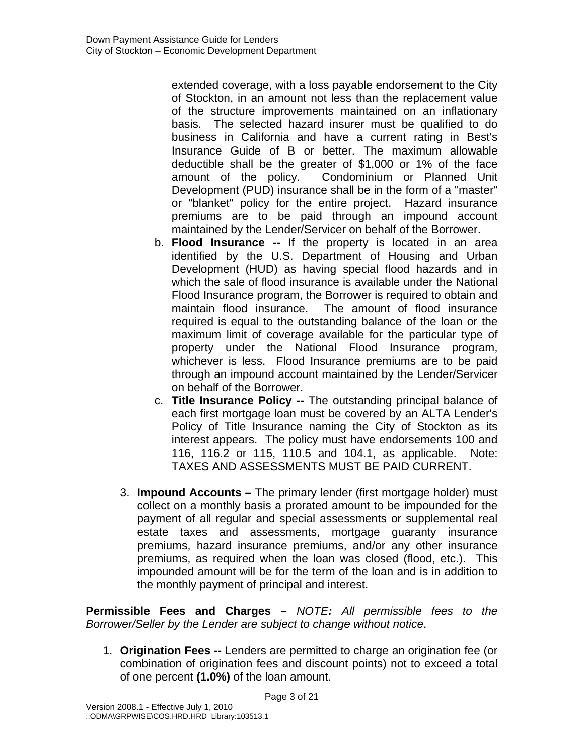extended coverage, with a loss payable endorsement to the City of Stockton, in an amount not less than the replacement value of the structure improvements maintained on an inflationary basis. The selected hazard insurer must be qualified to do business in California and have a current rating in Best's Insurance Guide of B or better. The maximum allowable deductible shall be the greater of $1,000 or 1% of the face amount of the policy. Condominium or Planned Unit Development (PUD) insurance shall be in the form of a "master" or "blanket" policy for the entire project. Hazard insurance premiums are to be paid through an impound account maintained by the Lender/Servicer on behalf of the Borrower.

   b. **Flood Insurance --** If the property is located in an area identified by the U.S. Department of Housing and Urban Development (HUD) as having special flood hazards and in which the sale of flood insurance is available under the National Flood Insurance program, the Borrower is required to obtain and maintain flood insurance. The amount of flood insurance required is equal to the outstanding balance of the loan or the maximum limit of coverage available for the particular type of property under the National Flood Insurance program, whichever is less. Flood Insurance premiums are to be paid through an impound account maintained by the Lender/Servicer on behalf of the Borrower.

   c. **Title Insurance Policy --** The outstanding principal balance of each first mortgage loan must be covered by an ALTA Lender's Policy of Title Insurance naming the City of Stockton as its interest appears. The policy must have endorsements 100 and 116, 116.2 or 115, 110.5 and 104.1, as applicable. Note: TAXES AND ASSESSMENTS MUST BE PAID CURRENT.

3. **Impound Accounts –** The primary lender (first mortgage holder) must collect on a monthly basis a prorated amount to be impounded for the payment of all regular and special assessments or supplemental real estate taxes and assessments, mortgage guaranty insurance premiums, hazard insurance premiums, and/or any other insurance premiums, as required when the loan was closed (flood, etc.). This impounded amount will be for the term of the loan and is in addition to the monthly payment of principal and interest.

**Permissible Fees and Charges –** *NOTE: All permissible fees to the Borrower/Seller by the Lender are subject to change without notice*.

1. **Origination Fees --** Lenders are permitted to charge an origination fee (or combination of origination fees and discount points) not to exceed a total of one percent **(1.0%)** of the loan amount.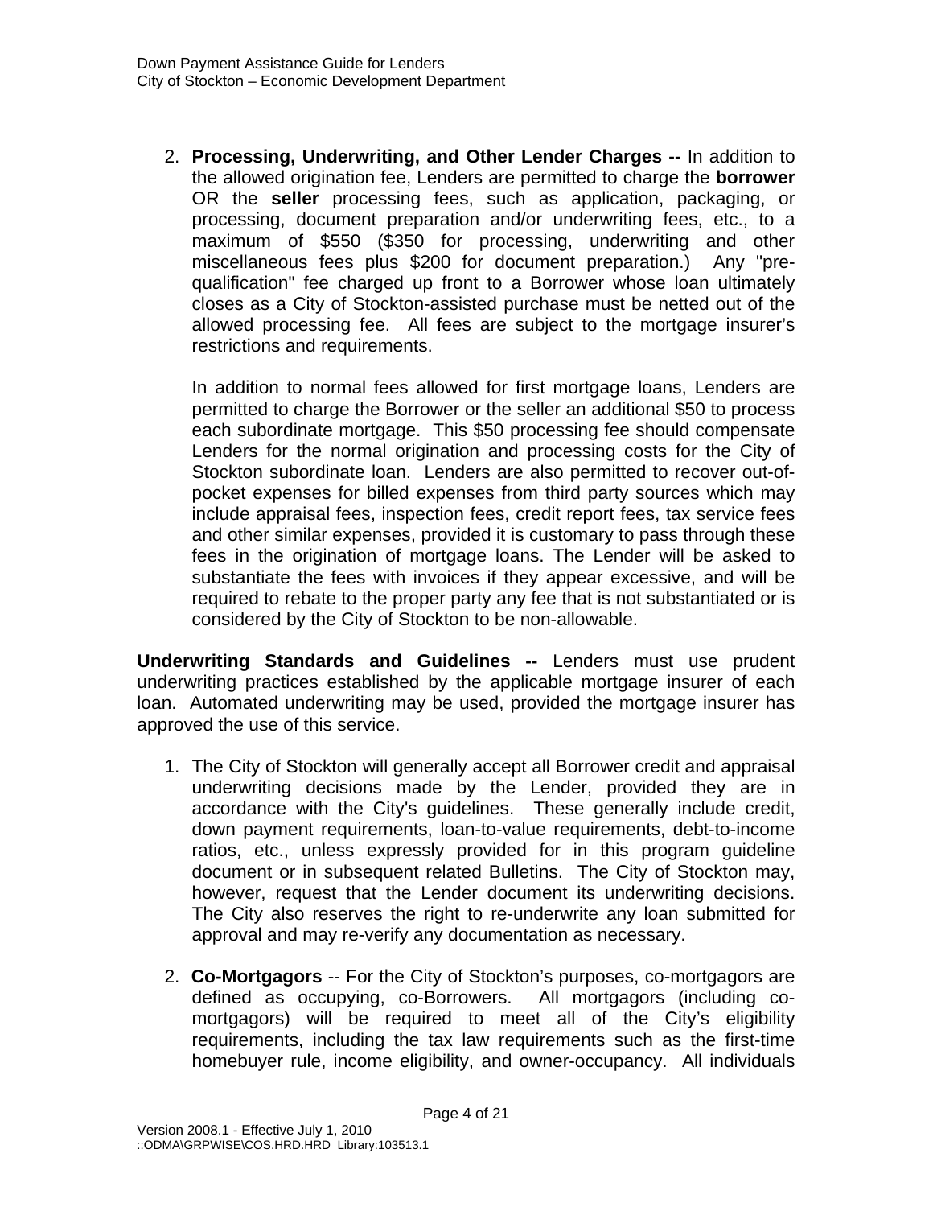2. **Processing, Underwriting, and Other Lender Charges --** In addition to the allowed origination fee, Lenders are permitted to charge the **borrower** OR the **seller** processing fees, such as application, packaging, or processing, document preparation and/or underwriting fees, etc., to a maximum of $550 ($350 for processing, underwriting and other miscellaneous fees plus $200 for document preparation.) Any "pre-qualification" fee charged up front to a Borrower whose loan ultimately closes as a City of Stockton-assisted purchase must be netted out of the allowed processing fee. All fees are subject to the mortgage insurer's restrictions and requirements.

   In addition to normal fees allowed for first mortgage loans, Lenders are permitted to charge the Borrower or the seller an additional $50 to process each subordinate mortgage. This $50 processing fee should compensate Lenders for the normal origination and processing costs for the City of Stockton subordinate loan. Lenders are also permitted to recover out-of-pocket expenses for billed expenses from third party sources which may include appraisal fees, inspection fees, credit report fees, tax service fees and other similar expenses, provided it is customary to pass through these fees in the origination of mortgage loans. The Lender will be asked to substantiate the fees with invoices if they appear excessive, and will be required to rebate to the proper party any fee that is not substantiated or is considered by the City of Stockton to be non-allowable.

**Underwriting Standards and Guidelines --** Lenders must use prudent underwriting practices established by the applicable mortgage insurer of each loan. Automated underwriting may be used, provided the mortgage insurer has approved the use of this service.

1. The City of Stockton will generally accept all Borrower credit and appraisal underwriting decisions made by the Lender, provided they are in accordance with the City's guidelines. These generally include credit, down payment requirements, loan-to-value requirements, debt-to-income ratios, etc., unless expressly provided for in this program guideline document or in subsequent related Bulletins. The City of Stockton may, however, request that the Lender document its underwriting decisions. The City also reserves the right to re-underwrite any loan submitted for approval and may re-verify any documentation as necessary.

2. **Co-Mortgagors** -- For the City of Stockton's purposes, co-mortgagors are defined as occupying, co-Borrowers. All mortgagors (including co-mortgagors) will be required to meet all of the City's eligibility requirements, including the tax law requirements such as the first-time homebuyer rule, income eligibility, and owner-occupancy. All individuals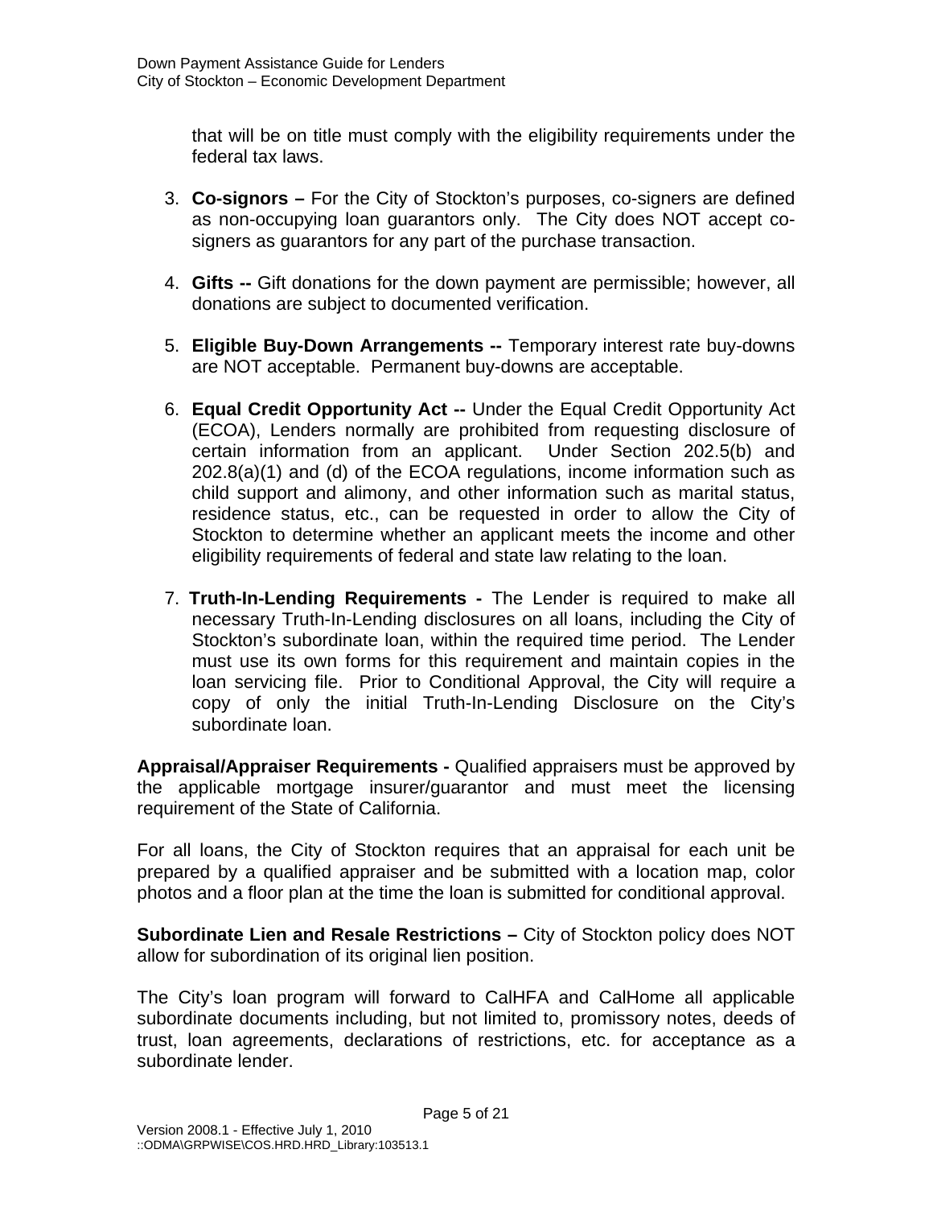that will be on title must comply with the eligibility requirements under the federal tax laws.

3. **Co-signors –** For the City of Stockton's purposes, co-signers are defined as non-occupying loan guarantors only. The City does NOT accept co-signers as guarantors for any part of the purchase transaction.

4. **Gifts --** Gift donations for the down payment are permissible; however, all donations are subject to documented verification.

5. **Eligible Buy-Down Arrangements --** Temporary interest rate buy-downs are NOT acceptable. Permanent buy-downs are acceptable.

6. **Equal Credit Opportunity Act --** Under the Equal Credit Opportunity Act (ECOA), Lenders normally are prohibited from requesting disclosure of certain information from an applicant. Under Section 202.5(b) and 202.8(a)(1) and (d) of the ECOA regulations, income information such as child support and alimony, and other information such as marital status, residence status, etc., can be requested in order to allow the City of Stockton to determine whether an applicant meets the income and other eligibility requirements of federal and state law relating to the loan.

7. **Truth-In-Lending Requirements -** The Lender is required to make all necessary Truth-In-Lending disclosures on all loans, including the City of Stockton's subordinate loan, within the required time period. The Lender must use its own forms for this requirement and maintain copies in the loan servicing file. Prior to Conditional Approval, the City will require a copy of only the initial Truth-In-Lending Disclosure on the City's subordinate loan.

**Appraisal/Appraiser Requirements -** Qualified appraisers must be approved by the applicable mortgage insurer/guarantor and must meet the licensing requirement of the State of California.

For all loans, the City of Stockton requires that an appraisal for each unit be prepared by a qualified appraiser and be submitted with a location map, color photos and a floor plan at the time the loan is submitted for conditional approval.

**Subordinate Lien and Resale Restrictions –** City of Stockton policy does NOT allow for subordination of its original lien position.

The City's loan program will forward to CalHFA and CalHome all applicable subordinate documents including, but not limited to, promissory notes, deeds of trust, loan agreements, declarations of restrictions, etc. for acceptance as a subordinate lender.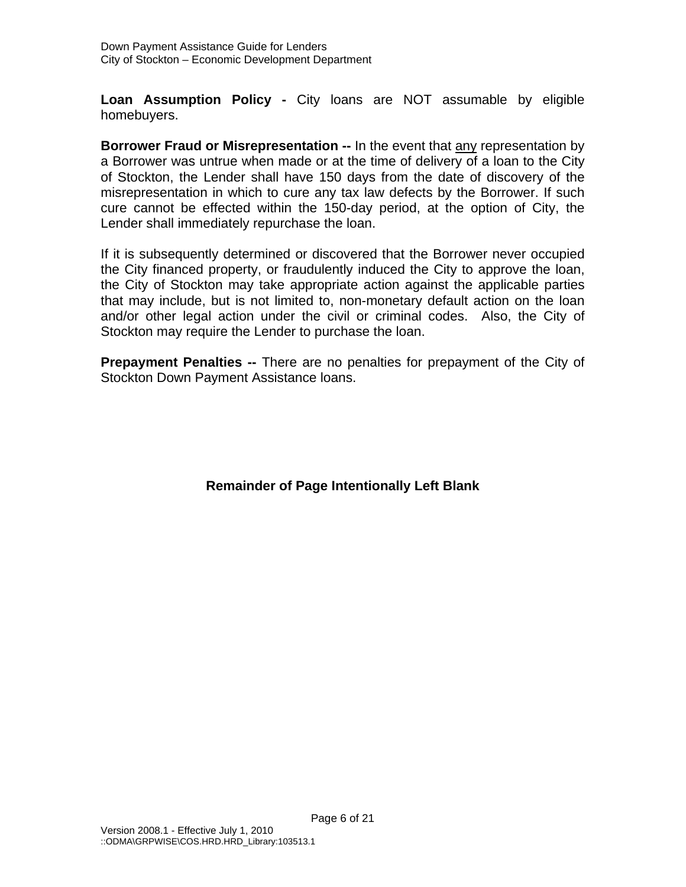**Loan Assumption Policy -** City loans are NOT assumable by eligible homebuyers.

**Borrower Fraud or Misrepresentation --** In the event that <u>any</u> representation by a Borrower was untrue when made or at the time of delivery of a loan to the City of Stockton, the Lender shall have 150 days from the date of discovery of the misrepresentation in which to cure any tax law defects by the Borrower. If such cure cannot be effected within the 150-day period, at the option of City, the Lender shall immediately repurchase the loan.

If it is subsequently determined or discovered that the Borrower never occupied the City financed property, or fraudulently induced the City to approve the loan, the City of Stockton may take appropriate action against the applicable parties that may include, but is not limited to, non-monetary default action on the loan and/or other legal action under the civil or criminal codes. Also, the City of Stockton may require the Lender to purchase the loan.

**Prepayment Penalties --** There are no penalties for prepayment of the City of Stockton Down Payment Assistance loans.

**Remainder of Page Intentionally Left Blank**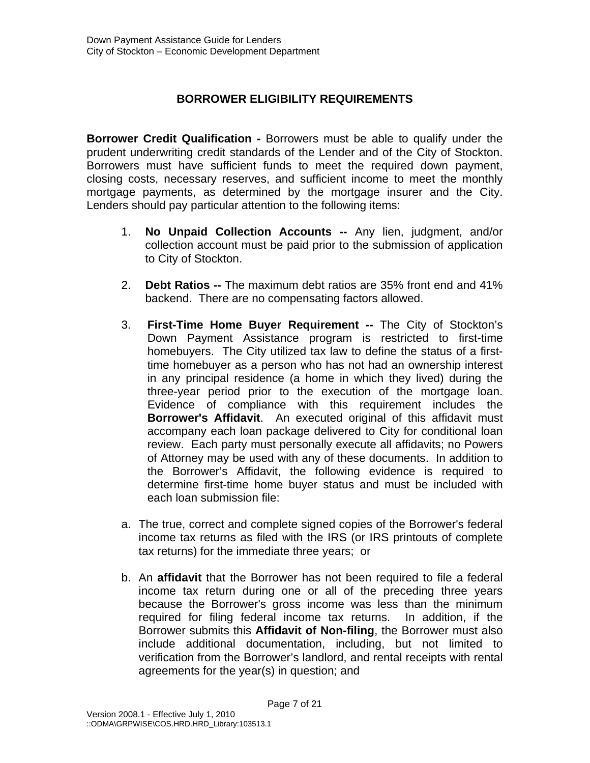## BORROWER ELIGIBILITY REQUIREMENTS

**Borrower Credit Qualification -** Borrowers must be able to qualify under the prudent underwriting credit standards of the Lender and of the City of Stockton. Borrowers must have sufficient funds to meet the required down payment, closing costs, necessary reserves, and sufficient income to meet the monthly mortgage payments, as determined by the mortgage insurer and the City. Lenders should pay particular attention to the following items:

1. **No Unpaid Collection Accounts --** Any lien, judgment, and/or collection account must be paid prior to the submission of application to City of Stockton.

2. **Debt Ratios --** The maximum debt ratios are 35% front end and 41% backend. There are no compensating factors allowed.

3. **First-Time Home Buyer Requirement --** The City of Stockton's Down Payment Assistance program is restricted to first-time homebuyers. The City utilized tax law to define the status of a first-time homebuyer as a person who has not had an ownership interest in any principal residence (a home in which they lived) during the three-year period prior to the execution of the mortgage loan. Evidence of compliance with this requirement includes the **Borrower's Affidavit**. An executed original of this affidavit must accompany each loan package delivered to City for conditional loan review. Each party must personally execute all affidavits; no Powers of Attorney may be used with any of these documents. In addition to the Borrower's Affidavit, the following evidence is required to determine first-time home buyer status and must be included with each loan submission file:

a. The true, correct and complete signed copies of the Borrower's federal income tax returns as filed with the IRS (or IRS printouts of complete tax returns) for the immediate three years; or

b. An **affidavit** that the Borrower has not been required to file a federal income tax return during one or all of the preceding three years because the Borrower's gross income was less than the minimum required for filing federal income tax returns. In addition, if the Borrower submits this **Affidavit of Non-filing**, the Borrower must also include additional documentation, including, but not limited to verification from the Borrower's landlord, and rental receipts with rental agreements for the year(s) in question; and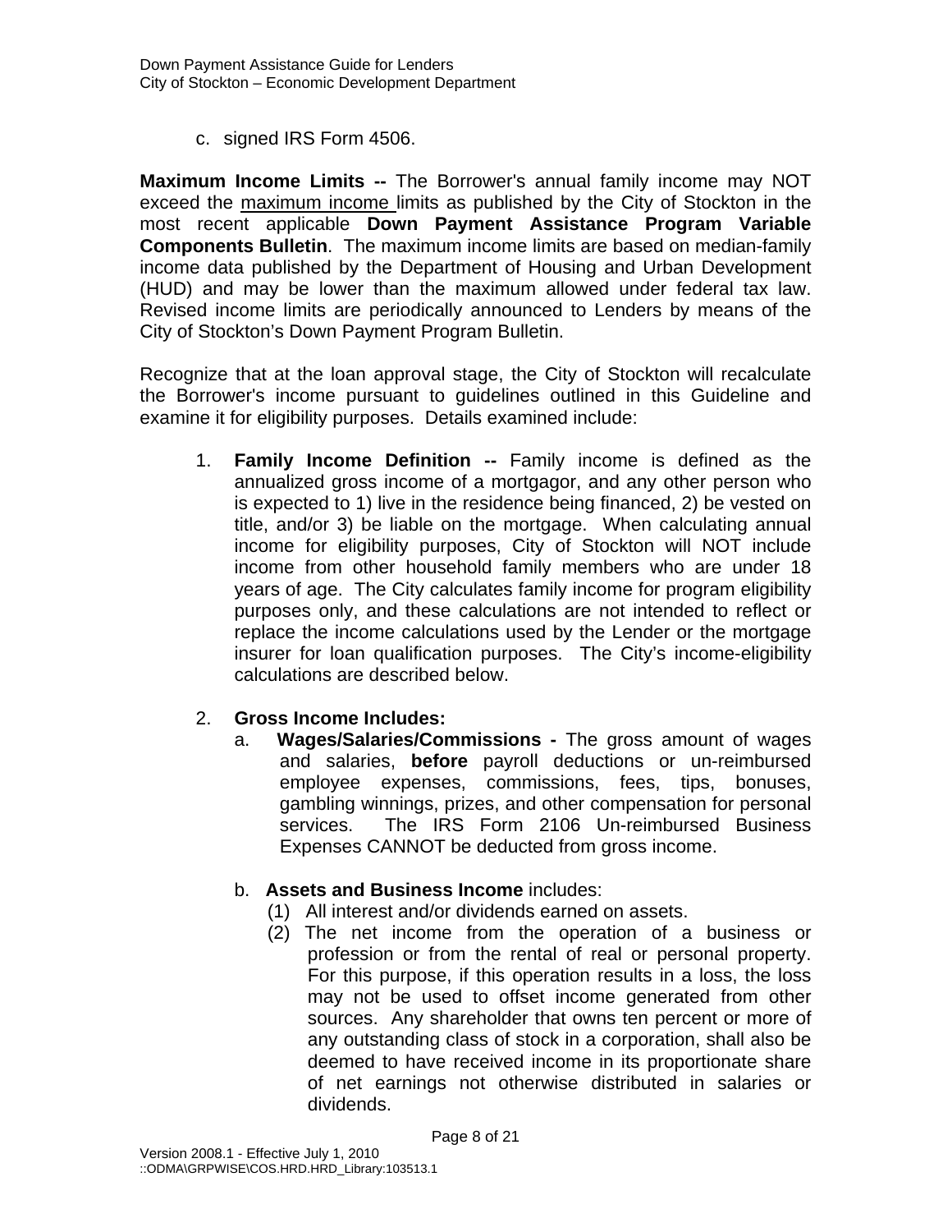c. signed IRS Form 4506.

**Maximum Income Limits --** The Borrower's annual family income may NOT exceed the maximum income limits as published by the City of Stockton in the most recent applicable **Down Payment Assistance Program Variable Components Bulletin**. The maximum income limits are based on median-family income data published by the Department of Housing and Urban Development (HUD) and may be lower than the maximum allowed under federal tax law. Revised income limits are periodically announced to Lenders by means of the City of Stockton's Down Payment Program Bulletin.

Recognize that at the loan approval stage, the City of Stockton will recalculate the Borrower's income pursuant to guidelines outlined in this Guideline and examine it for eligibility purposes. Details examined include:

1. **Family Income Definition --** Family income is defined as the annualized gross income of a mortgagor, and any other person who is expected to 1) live in the residence being financed, 2) be vested on title, and/or 3) be liable on the mortgage. When calculating annual income for eligibility purposes, City of Stockton will NOT include income from other household family members who are under 18 years of age. The City calculates family income for program eligibility purposes only, and these calculations are not intended to reflect or replace the income calculations used by the Lender or the mortgage insurer for loan qualification purposes. The City's income-eligibility calculations are described below.

2. **Gross Income Includes:**
   a. **Wages/Salaries/Commissions -** The gross amount of wages and salaries, **before** payroll deductions or un-reimbursed employee expenses, commissions, fees, tips, bonuses, gambling winnings, prizes, and other compensation for personal services. The IRS Form 2106 Un-reimbursed Business Expenses CANNOT be deducted from gross income.

   b. **Assets and Business Income** includes:
      (1) All interest and/or dividends earned on assets.
      (2) The net income from the operation of a business or profession or from the rental of real or personal property. For this purpose, if this operation results in a loss, the loss may not be used to offset income generated from other sources. Any shareholder that owns ten percent or more of any outstanding class of stock in a corporation, shall also be deemed to have received income in its proportionate share of net earnings not otherwise distributed in salaries or dividends.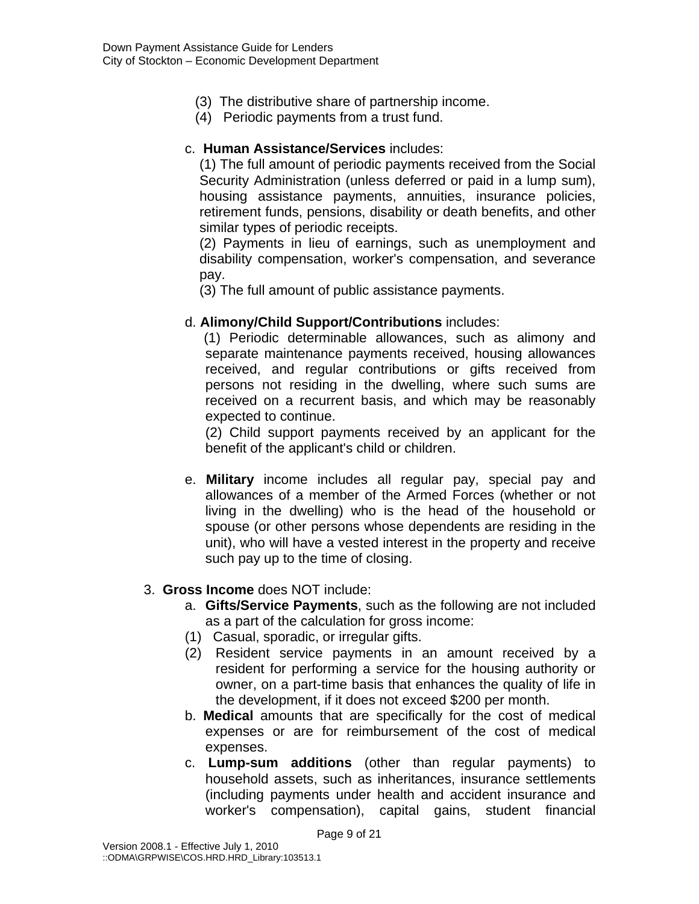(3) The distributive share of partnership income.

(4) Periodic payments from a trust fund.

c. **Human Assistance/Services** includes:

(1) The full amount of periodic payments received from the Social Security Administration (unless deferred or paid in a lump sum), housing assistance payments, annuities, insurance policies, retirement funds, pensions, disability or death benefits, and other similar types of periodic receipts.

(2) Payments in lieu of earnings, such as unemployment and disability compensation, worker's compensation, and severance pay.

(3) The full amount of public assistance payments.

d. **Alimony/Child Support/Contributions** includes:

(1) Periodic determinable allowances, such as alimony and separate maintenance payments received, housing allowances received, and regular contributions or gifts received from persons not residing in the dwelling, where such sums are received on a recurrent basis, and which may be reasonably expected to continue.

(2) Child support payments received by an applicant for the benefit of the applicant's child or children.

e. **Military** income includes all regular pay, special pay and allowances of a member of the Armed Forces (whether or not living in the dwelling) who is the head of the household or spouse (or other persons whose dependents are residing in the unit), who will have a vested interest in the property and receive such pay up to the time of closing.

3. **Gross Income** does NOT include:

a. **Gifts/Service Payments**, such as the following are not included as a part of the calculation for gross income:

(1) Casual, sporadic, or irregular gifts.

(2) Resident service payments in an amount received by a resident for performing a service for the housing authority or owner, on a part-time basis that enhances the quality of life in the development, if it does not exceed $200 per month.

b. **Medical** amounts that are specifically for the cost of medical expenses or are for reimbursement of the cost of medical expenses.

c. **Lump-sum additions** (other than regular payments) to household assets, such as inheritances, insurance settlements (including payments under health and accident insurance and worker's compensation), capital gains, student financial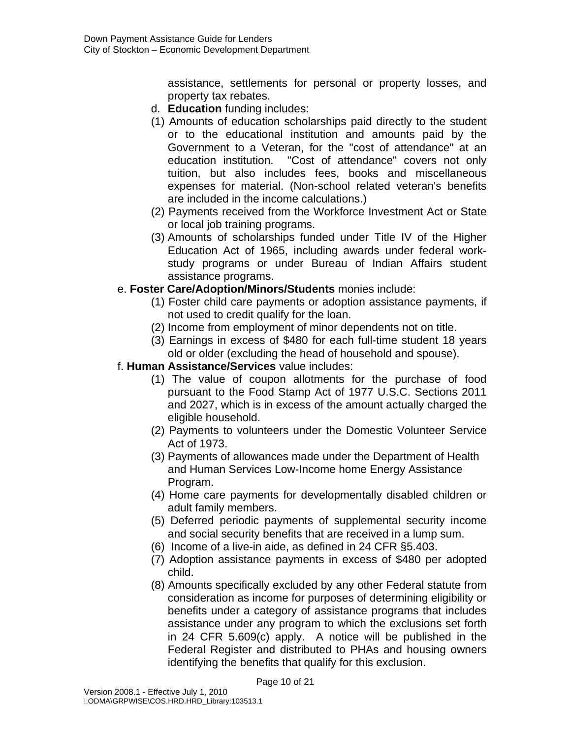assistance, settlements for personal or property losses, and property tax rebates.

d. **Education** funding includes:

(1) Amounts of education scholarships paid directly to the student or to the educational institution and amounts paid by the Government to a Veteran, for the "cost of attendance" at an education institution. "Cost of attendance" covers not only tuition, but also includes fees, books and miscellaneous expenses for material. (Non-school related veteran's benefits are included in the income calculations.)

(2) Payments received from the Workforce Investment Act or State or local job training programs.

(3) Amounts of scholarships funded under Title IV of the Higher Education Act of 1965, including awards under federal work-study programs or under Bureau of Indian Affairs student assistance programs.

e. **Foster Care/Adoption/Minors/Students** monies include:

(1) Foster child care payments or adoption assistance payments, if not used to credit qualify for the loan.

(2) Income from employment of minor dependents not on title.

(3) Earnings in excess of $480 for each full-time student 18 years old or older (excluding the head of household and spouse).

f. **Human Assistance/Services** value includes:

(1) The value of coupon allotments for the purchase of food pursuant to the Food Stamp Act of 1977 U.S.C. Sections 2011 and 2027, which is in excess of the amount actually charged the eligible household.

(2) Payments to volunteers under the Domestic Volunteer Service Act of 1973.

(3) Payments of allowances made under the Department of Health and Human Services Low-Income home Energy Assistance Program.

(4) Home care payments for developmentally disabled children or adult family members.

(5) Deferred periodic payments of supplemental security income and social security benefits that are received in a lump sum.

(6) Income of a live-in aide, as defined in 24 CFR §5.403.

(7) Adoption assistance payments in excess of $480 per adopted child.

(8) Amounts specifically excluded by any other Federal statute from consideration as income for purposes of determining eligibility or benefits under a category of assistance programs that includes assistance under any program to which the exclusions set forth in 24 CFR 5.609(c) apply. A notice will be published in the Federal Register and distributed to PHAs and housing owners identifying the benefits that qualify for this exclusion.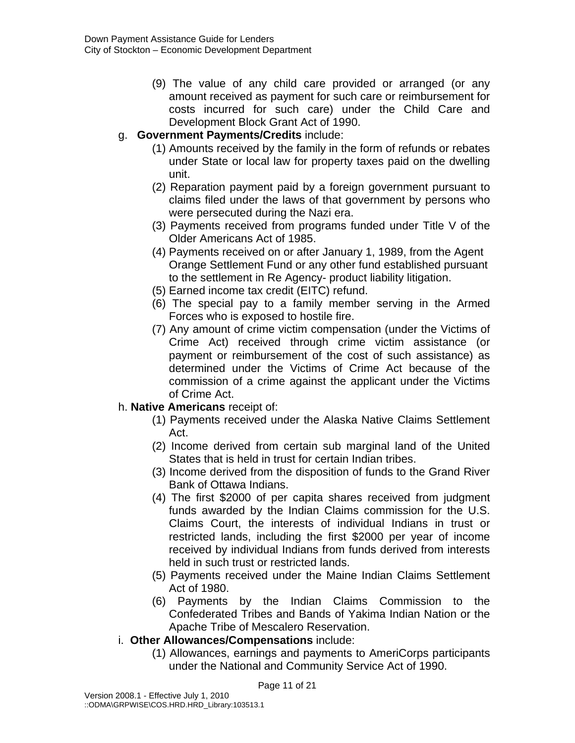(9) The value of any child care provided or arranged (or any amount received as payment for such care or reimbursement for costs incurred for such care) under the Child Care and Development Block Grant Act of 1990.

g. **Government Payments/Credits** include:

(1) Amounts received by the family in the form of refunds or rebates under State or local law for property taxes paid on the dwelling unit.

(2) Reparation payment paid by a foreign government pursuant to claims filed under the laws of that government by persons who were persecuted during the Nazi era.

(3) Payments received from programs funded under Title V of the Older Americans Act of 1985.

(4) Payments received on or after January 1, 1989, from the Agent Orange Settlement Fund or any other fund established pursuant to the settlement in Re Agency- product liability litigation.

(5) Earned income tax credit (EITC) refund.

(6) The special pay to a family member serving in the Armed Forces who is exposed to hostile fire.

(7) Any amount of crime victim compensation (under the Victims of Crime Act) received through crime victim assistance (or payment or reimbursement of the cost of such assistance) as determined under the Victims of Crime Act because of the commission of a crime against the applicant under the Victims of Crime Act.

h. **Native Americans** receipt of:

(1) Payments received under the Alaska Native Claims Settlement Act.

(2) Income derived from certain sub marginal land of the United States that is held in trust for certain Indian tribes.

(3) Income derived from the disposition of funds to the Grand River Bank of Ottawa Indians.

(4) The first $2000 of per capita shares received from judgment funds awarded by the Indian Claims commission for the U.S. Claims Court, the interests of individual Indians in trust or restricted lands, including the first $2000 per year of income received by individual Indians from funds derived from interests held in such trust or restricted lands.

(5) Payments received under the Maine Indian Claims Settlement Act of 1980.

(6) Payments by the Indian Claims Commission to the Confederated Tribes and Bands of Yakima Indian Nation or the Apache Tribe of Mescalero Reservation.

i. **Other Allowances/Compensations** include:

(1) Allowances, earnings and payments to AmeriCorps participants under the National and Community Service Act of 1990.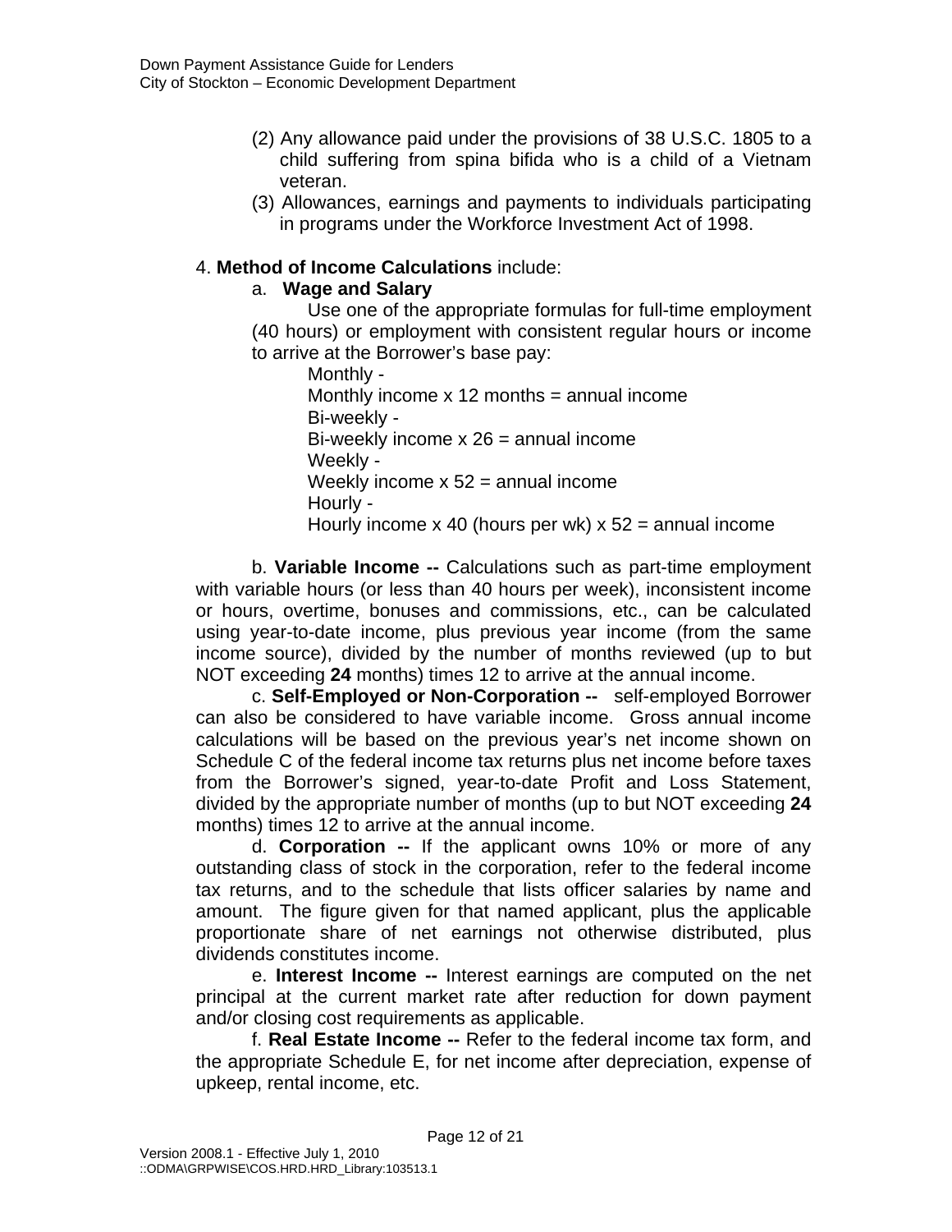(2) Any allowance paid under the provisions of 38 U.S.C. 1805 to a child suffering from spina bifida who is a child of a Vietnam veteran.

(3) Allowances, earnings and payments to individuals participating in programs under the Workforce Investment Act of 1998.

4. **Method of Income Calculations** include:

a. **Wage and Salary**

Use one of the appropriate formulas for full-time employment (40 hours) or employment with consistent regular hours or income to arrive at the Borrower's base pay:

Monthly -
Monthly income x 12 months = annual income
Bi-weekly -
Bi-weekly income x 26 = annual income
Weekly -
Weekly income x 52 = annual income
Hourly -
Hourly income x 40 (hours per wk) x 52 = annual income

b. **Variable Income --** Calculations such as part-time employment with variable hours (or less than 40 hours per week), inconsistent income or hours, overtime, bonuses and commissions, etc., can be calculated using year-to-date income, plus previous year income (from the same income source), divided by the number of months reviewed (up to but NOT exceeding **24** months) times 12 to arrive at the annual income.

c. **Self-Employed or Non-Corporation --** self-employed Borrower can also be considered to have variable income. Gross annual income calculations will be based on the previous year's net income shown on Schedule C of the federal income tax returns plus net income before taxes from the Borrower's signed, year-to-date Profit and Loss Statement, divided by the appropriate number of months (up to but NOT exceeding **24** months) times 12 to arrive at the annual income.

d. **Corporation --** If the applicant owns 10% or more of any outstanding class of stock in the corporation, refer to the federal income tax returns, and to the schedule that lists officer salaries by name and amount. The figure given for that named applicant, plus the applicable proportionate share of net earnings not otherwise distributed, plus dividends constitutes income.

e. **Interest Income --** Interest earnings are computed on the net principal at the current market rate after reduction for down payment and/or closing cost requirements as applicable.

f. **Real Estate Income --** Refer to the federal income tax form, and the appropriate Schedule E, for net income after depreciation, expense of upkeep, rental income, etc.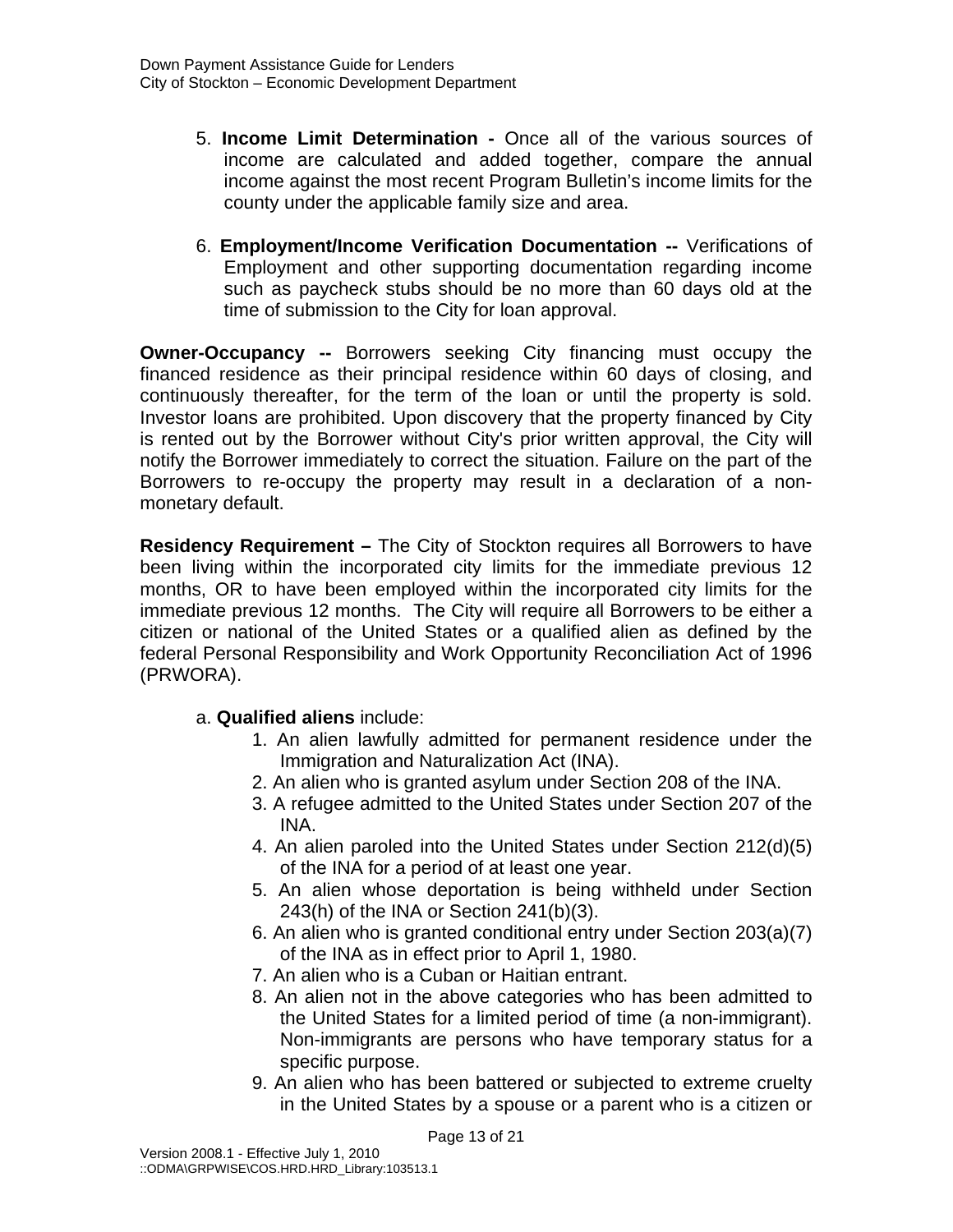5. **Income Limit Determination -** Once all of the various sources of income are calculated and added together, compare the annual income against the most recent Program Bulletin's income limits for the county under the applicable family size and area.

6. **Employment/Income Verification Documentation --** Verifications of Employment and other supporting documentation regarding income such as paycheck stubs should be no more than 60 days old at the time of submission to the City for loan approval.

**Owner-Occupancy --** Borrowers seeking City financing must occupy the financed residence as their principal residence within 60 days of closing, and continuously thereafter, for the term of the loan or until the property is sold. Investor loans are prohibited. Upon discovery that the property financed by City is rented out by the Borrower without City's prior written approval, the City will notify the Borrower immediately to correct the situation. Failure on the part of the Borrowers to re-occupy the property may result in a declaration of a non-monetary default.

**Residency Requirement –** The City of Stockton requires all Borrowers to have been living within the incorporated city limits for the immediate previous 12 months, OR to have been employed within the incorporated city limits for the immediate previous 12 months. The City will require all Borrowers to be either a citizen or national of the United States or a qualified alien as defined by the federal Personal Responsibility and Work Opportunity Reconciliation Act of 1996 (PRWORA).

a. **Qualified aliens** include:

1. An alien lawfully admitted for permanent residence under the Immigration and Naturalization Act (INA).
2. An alien who is granted asylum under Section 208 of the INA.
3. A refugee admitted to the United States under Section 207 of the INA.
4. An alien paroled into the United States under Section 212(d)(5) of the INA for a period of at least one year.
5. An alien whose deportation is being withheld under Section 243(h) of the INA or Section 241(b)(3).
6. An alien who is granted conditional entry under Section 203(a)(7) of the INA as in effect prior to April 1, 1980.
7. An alien who is a Cuban or Haitian entrant.
8. An alien not in the above categories who has been admitted to the United States for a limited period of time (a non-immigrant). Non-immigrants are persons who have temporary status for a specific purpose.
9. An alien who has been battered or subjected to extreme cruelty in the United States by a spouse or a parent who is a citizen or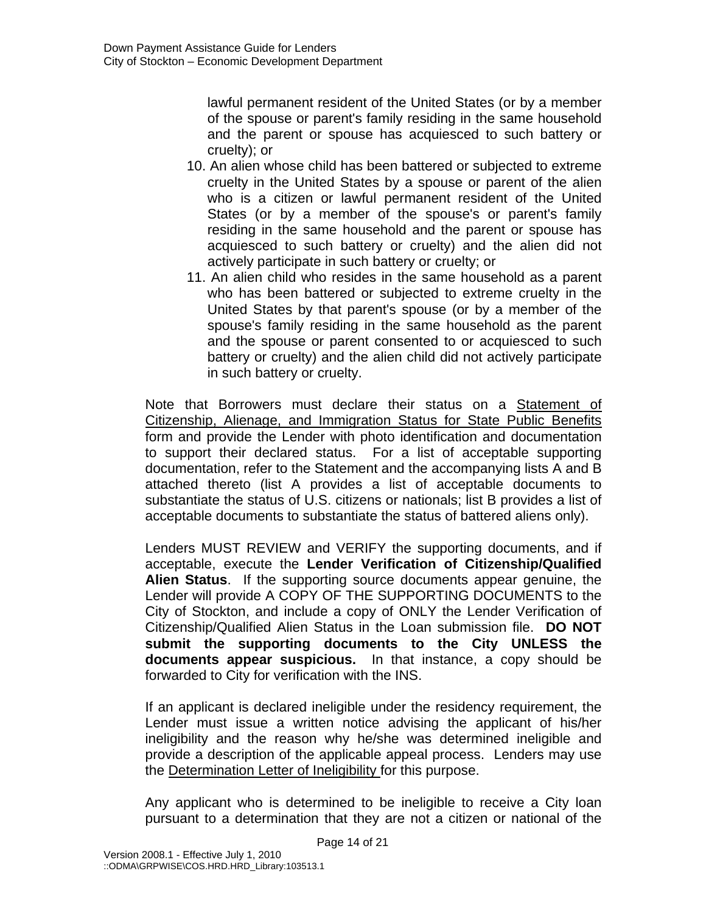lawful permanent resident of the United States (or by a member of the spouse or parent's family residing in the same household and the parent or spouse has acquiesced to such battery or cruelty); or

10. An alien whose child has been battered or subjected to extreme cruelty in the United States by a spouse or parent of the alien who is a citizen or lawful permanent resident of the United States (or by a member of the spouse's or parent's family residing in the same household and the parent or spouse has acquiesced to such battery or cruelty) and the alien did not actively participate in such battery or cruelty; or
11. An alien child who resides in the same household as a parent who has been battered or subjected to extreme cruelty in the United States by that parent's spouse (or by a member of the spouse's family residing in the same household as the parent and the spouse or parent consented to or acquiesced to such battery or cruelty) and the alien child did not actively participate in such battery or cruelty.

Note that Borrowers must declare their status on a Statement of Citizenship, Alienage, and Immigration Status for State Public Benefits form and provide the Lender with photo identification and documentation to support their declared status. For a list of acceptable supporting documentation, refer to the Statement and the accompanying lists A and B attached thereto (list A provides a list of acceptable documents to substantiate the status of U.S. citizens or nationals; list B provides a list of acceptable documents to substantiate the status of battered aliens only).

Lenders MUST REVIEW and VERIFY the supporting documents, and if acceptable, execute the **Lender Verification of Citizenship/Qualified Alien Status**. If the supporting source documents appear genuine, the Lender will provide A COPY OF THE SUPPORTING DOCUMENTS to the City of Stockton, and include a copy of ONLY the Lender Verification of Citizenship/Qualified Alien Status in the Loan submission file. **DO NOT submit the supporting documents to the City UNLESS the documents appear suspicious.** In that instance, a copy should be forwarded to City for verification with the INS.

If an applicant is declared ineligible under the residency requirement, the Lender must issue a written notice advising the applicant of his/her ineligibility and the reason why he/she was determined ineligible and provide a description of the applicable appeal process. Lenders may use the Determination Letter of Ineligibility for this purpose.

Any applicant who is determined to be ineligible to receive a City loan pursuant to a determination that they are not a citizen or national of the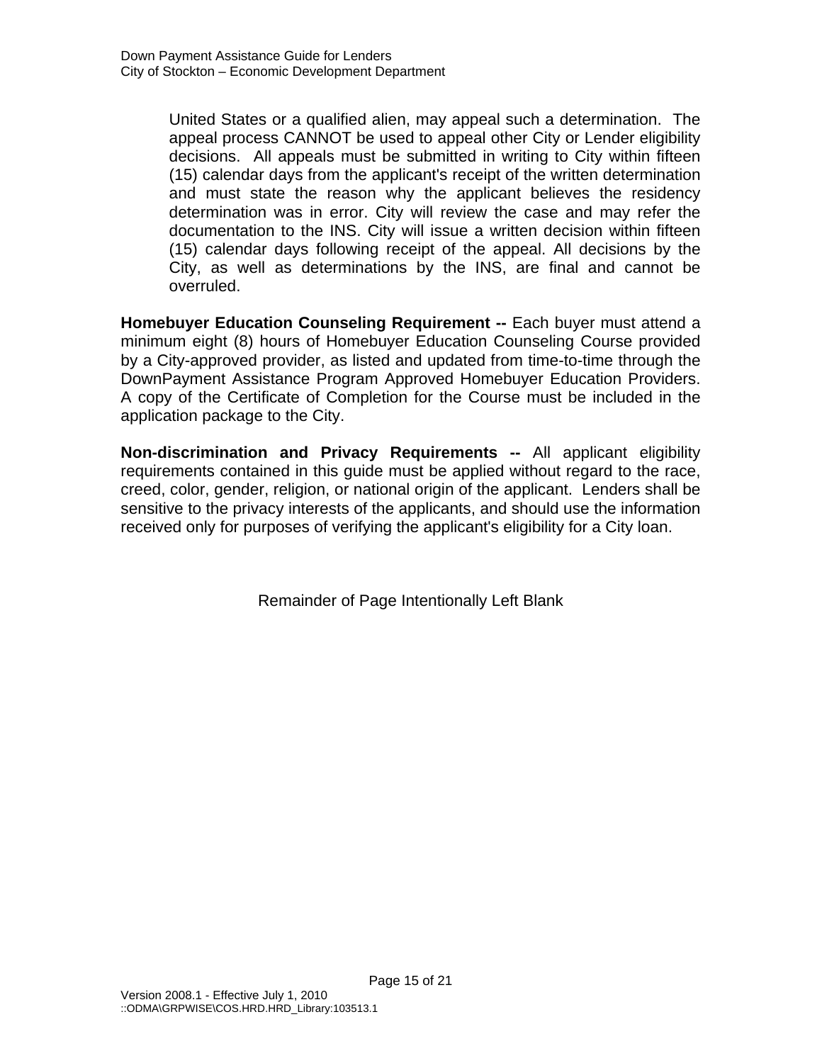United States or a qualified alien, may appeal such a determination. The appeal process CANNOT be used to appeal other City or Lender eligibility decisions. All appeals must be submitted in writing to City within fifteen (15) calendar days from the applicant's receipt of the written determination and must state the reason why the applicant believes the residency determination was in error. City will review the case and may refer the documentation to the INS. City will issue a written decision within fifteen (15) calendar days following receipt of the appeal. All decisions by the City, as well as determinations by the INS, are final and cannot be overruled.

**Homebuyer Education Counseling Requirement --** Each buyer must attend a minimum eight (8) hours of Homebuyer Education Counseling Course provided by a City-approved provider, as listed and updated from time-to-time through the DownPayment Assistance Program Approved Homebuyer Education Providers. A copy of the Certificate of Completion for the Course must be included in the application package to the City.

**Non-discrimination and Privacy Requirements --** All applicant eligibility requirements contained in this guide must be applied without regard to the race, creed, color, gender, religion, or national origin of the applicant. Lenders shall be sensitive to the privacy interests of the applicants, and should use the information received only for purposes of verifying the applicant's eligibility for a City loan.

Remainder of Page Intentionally Left Blank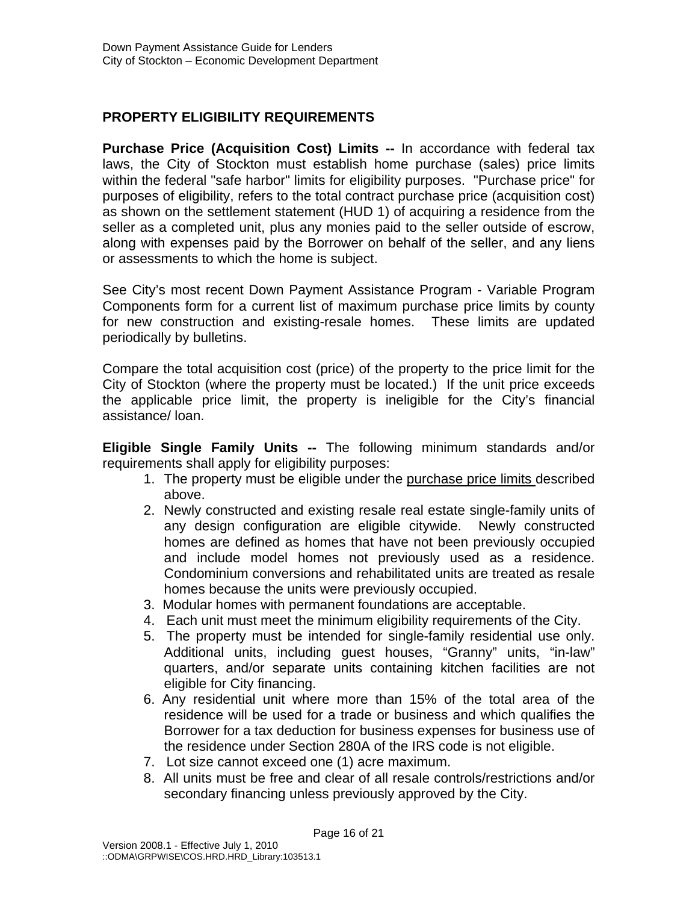## PROPERTY ELIGIBILITY REQUIREMENTS

**Purchase Price (Acquisition Cost) Limits --** In accordance with federal tax laws, the City of Stockton must establish home purchase (sales) price limits within the federal "safe harbor" limits for eligibility purposes. "Purchase price" for purposes of eligibility, refers to the total contract purchase price (acquisition cost) as shown on the settlement statement (HUD 1) of acquiring a residence from the seller as a completed unit, plus any monies paid to the seller outside of escrow, along with expenses paid by the Borrower on behalf of the seller, and any liens or assessments to which the home is subject.

See City's most recent Down Payment Assistance Program - Variable Program Components form for a current list of maximum purchase price limits by county for new construction and existing-resale homes. These limits are updated periodically by bulletins.

Compare the total acquisition cost (price) of the property to the price limit for the City of Stockton (where the property must be located.) If the unit price exceeds the applicable price limit, the property is ineligible for the City's financial assistance/ loan.

**Eligible Single Family Units --** The following minimum standards and/or requirements shall apply for eligibility purposes:

1. The property must be eligible under the purchase price limits described above.
2. Newly constructed and existing resale real estate single-family units of any design configuration are eligible citywide. Newly constructed homes are defined as homes that have not been previously occupied and include model homes not previously used as a residence. Condominium conversions and rehabilitated units are treated as resale homes because the units were previously occupied.
3. Modular homes with permanent foundations are acceptable.
4. Each unit must meet the minimum eligibility requirements of the City.
5. The property must be intended for single-family residential use only. Additional units, including guest houses, "Granny" units, "in-law" quarters, and/or separate units containing kitchen facilities are not eligible for City financing.
6. Any residential unit where more than 15% of the total area of the residence will be used for a trade or business and which qualifies the Borrower for a tax deduction for business expenses for business use of the residence under Section 280A of the IRS code is not eligible.
7. Lot size cannot exceed one (1) acre maximum.
8. All units must be free and clear of all resale controls/restrictions and/or secondary financing unless previously approved by the City.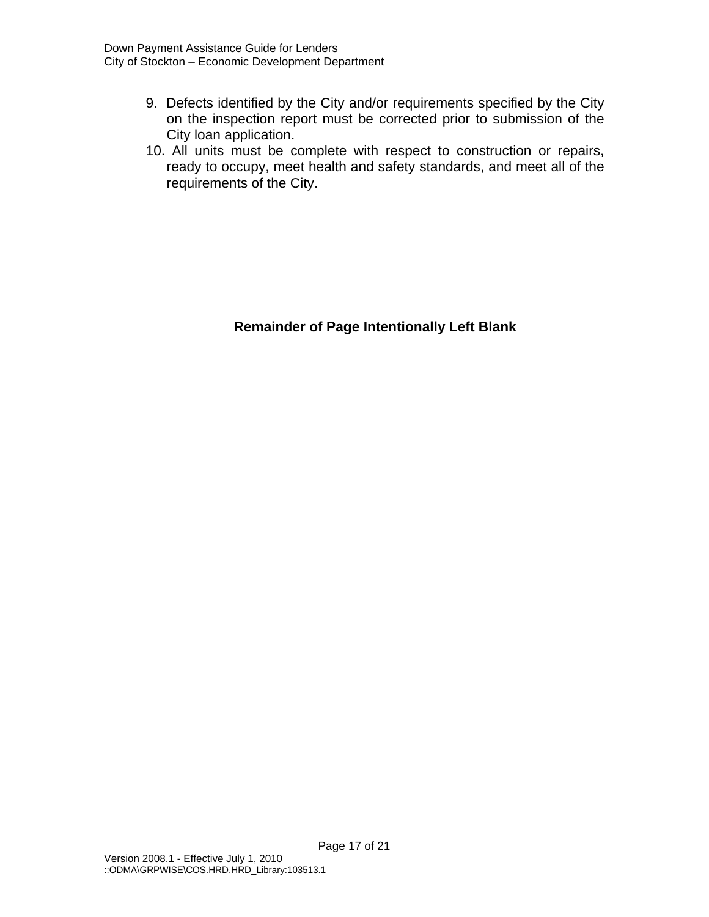9. Defects identified by the City and/or requirements specified by the City on the inspection report must be corrected prior to submission of the City loan application.
10. All units must be complete with respect to construction or repairs, ready to occupy, meet health and safety standards, and meet all of the requirements of the City.

**Remainder of Page Intentionally Left Blank**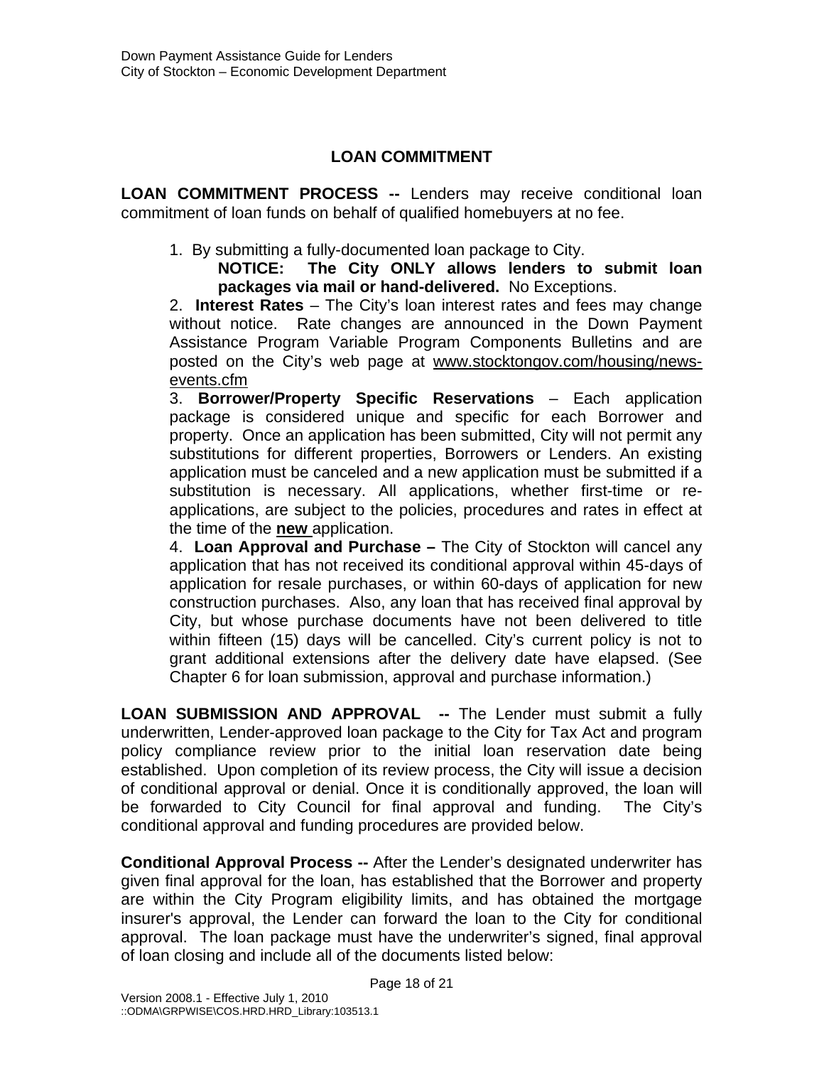## LOAN COMMITMENT

**LOAN COMMITMENT PROCESS --** Lenders may receive conditional loan commitment of loan funds on behalf of qualified homebuyers at no fee.

1. By submitting a fully-documented loan package to City.

   **NOTICE: The City ONLY allows lenders to submit loan packages via mail or hand-delivered.** No Exceptions.

2. **Interest Rates** – The City's loan interest rates and fees may change without notice. Rate changes are announced in the Down Payment Assistance Program Variable Program Components Bulletins and are posted on the City's web page at www.stocktongov.com/housing/news-events.cfm

3. **Borrower/Property Specific Reservations** – Each application package is considered unique and specific for each Borrower and property. Once an application has been submitted, City will not permit any substitutions for different properties, Borrowers or Lenders. An existing application must be canceled and a new application must be submitted if a substitution is necessary. All applications, whether first-time or re-applications, are subject to the policies, procedures and rates in effect at the time of the **new** application.

4. **Loan Approval and Purchase –** The City of Stockton will cancel any application that has not received its conditional approval within 45-days of application for resale purchases, or within 60-days of application for new construction purchases. Also, any loan that has received final approval by City, but whose purchase documents have not been delivered to title within fifteen (15) days will be cancelled. City's current policy is not to grant additional extensions after the delivery date have elapsed. (See Chapter 6 for loan submission, approval and purchase information.)

**LOAN SUBMISSION AND APPROVAL --** The Lender must submit a fully underwritten, Lender-approved loan package to the City for Tax Act and program policy compliance review prior to the initial loan reservation date being established. Upon completion of its review process, the City will issue a decision of conditional approval or denial. Once it is conditionally approved, the loan will be forwarded to City Council for final approval and funding. The City's conditional approval and funding procedures are provided below.

**Conditional Approval Process --** After the Lender's designated underwriter has given final approval for the loan, has established that the Borrower and property are within the City Program eligibility limits, and has obtained the mortgage insurer's approval, the Lender can forward the loan to the City for conditional approval. The loan package must have the underwriter's signed, final approval of loan closing and include all of the documents listed below: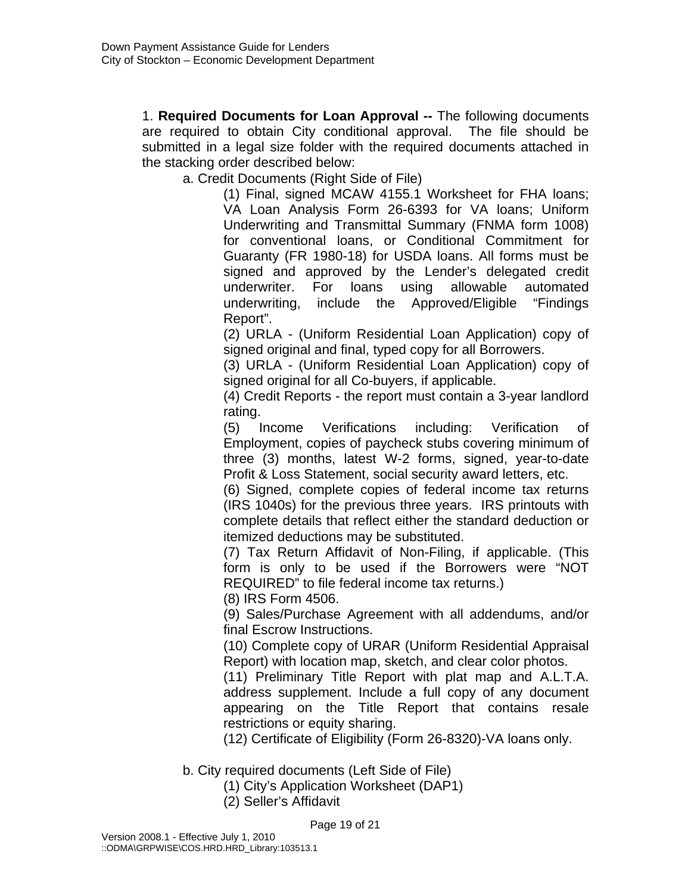1. **Required Documents for Loan Approval --** The following documents are required to obtain City conditional approval. The file should be submitted in a legal size folder with the required documents attached in the stacking order described below:

a. Credit Documents (Right Side of File)

(1) Final, signed MCAW 4155.1 Worksheet for FHA loans; VA Loan Analysis Form 26-6393 for VA loans; Uniform Underwriting and Transmittal Summary (FNMA form 1008) for conventional loans, or Conditional Commitment for Guaranty (FR 1980-18) for USDA loans. All forms must be signed and approved by the Lender's delegated credit underwriter. For loans using allowable automated underwriting, include the Approved/Eligible "Findings Report".

(2) URLA - (Uniform Residential Loan Application) copy of signed original and final, typed copy for all Borrowers.

(3) URLA - (Uniform Residential Loan Application) copy of signed original for all Co-buyers, if applicable.

(4) Credit Reports - the report must contain a 3-year landlord rating.

(5) Income Verifications including: Verification of Employment, copies of paycheck stubs covering minimum of three (3) months, latest W-2 forms, signed, year-to-date Profit & Loss Statement, social security award letters, etc.

(6) Signed, complete copies of federal income tax returns (IRS 1040s) for the previous three years. IRS printouts with complete details that reflect either the standard deduction or itemized deductions may be substituted.

(7) Tax Return Affidavit of Non-Filing, if applicable. (This form is only to be used if the Borrowers were "NOT REQUIRED" to file federal income tax returns.)

(8) IRS Form 4506.

(9) Sales/Purchase Agreement with all addendums, and/or final Escrow Instructions.

(10) Complete copy of URAR (Uniform Residential Appraisal Report) with location map, sketch, and clear color photos.

(11) Preliminary Title Report with plat map and A.L.T.A. address supplement. Include a full copy of any document appearing on the Title Report that contains resale restrictions or equity sharing.

(12) Certificate of Eligibility (Form 26-8320)-VA loans only.

b. City required documents (Left Side of File)

(1) City's Application Worksheet (DAP1)

(2) Seller's Affidavit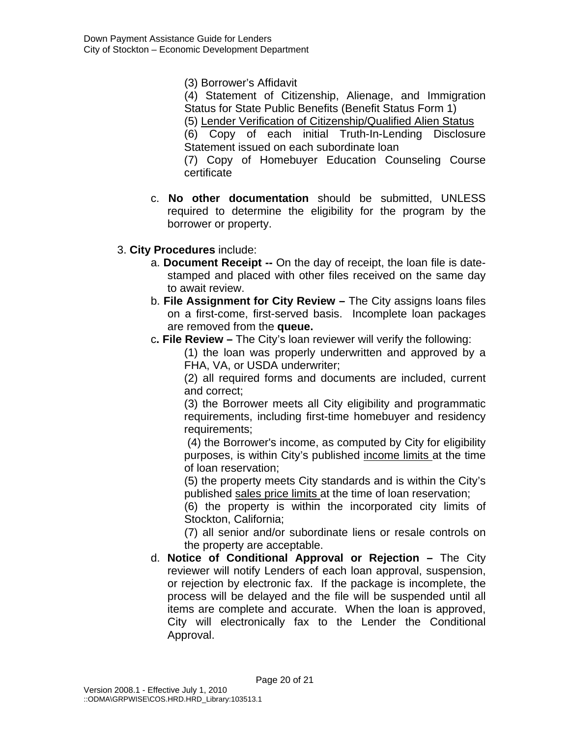(3) Borrower's Affidavit

(4) Statement of Citizenship, Alienage, and Immigration Status for State Public Benefits (Benefit Status Form 1)

(5) Lender Verification of Citizenship/Qualified Alien Status

(6) Copy of each initial Truth-In-Lending Disclosure Statement issued on each subordinate loan

(7) Copy of Homebuyer Education Counseling Course certificate

c. **No other documentation** should be submitted, UNLESS required to determine the eligibility for the program by the borrower or property.

3. **City Procedures** include:

   a. **Document Receipt --** On the day of receipt, the loan file is date-stamped and placed with other files received on the same day to await review.

   b. **File Assignment for City Review –** The City assigns loans files on a first-come, first-served basis. Incomplete loan packages are removed from the **queue.**

   c**. File Review –** The City's loan reviewer will verify the following:

   (1) the loan was properly underwritten and approved by a FHA, VA, or USDA underwriter;

   (2) all required forms and documents are included, current and correct;

   (3) the Borrower meets all City eligibility and programmatic requirements, including first-time homebuyer and residency requirements;

   (4) the Borrower's income, as computed by City for eligibility purposes, is within City's published income limits at the time of loan reservation;

   (5) the property meets City standards and is within the City's published sales price limits at the time of loan reservation;

   (6) the property is within the incorporated city limits of Stockton, California;

   (7) all senior and/or subordinate liens or resale controls on the property are acceptable.

   d. **Notice of Conditional Approval or Rejection –** The City reviewer will notify Lenders of each loan approval, suspension, or rejection by electronic fax. If the package is incomplete, the process will be delayed and the file will be suspended until all items are complete and accurate. When the loan is approved, City will electronically fax to the Lender the Conditional Approval.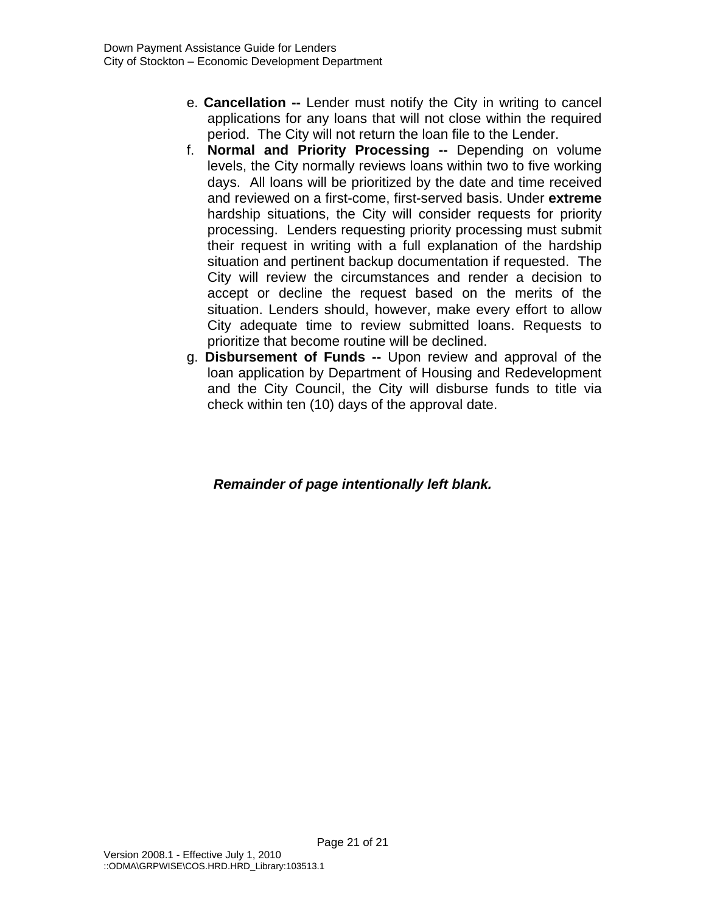e. **Cancellation --** Lender must notify the City in writing to cancel applications for any loans that will not close within the required period. The City will not return the loan file to the Lender.

f. **Normal and Priority Processing --** Depending on volume levels, the City normally reviews loans within two to five working days. All loans will be prioritized by the date and time received and reviewed on a first-come, first-served basis. Under **extreme** hardship situations, the City will consider requests for priority processing. Lenders requesting priority processing must submit their request in writing with a full explanation of the hardship situation and pertinent backup documentation if requested. The City will review the circumstances and render a decision to accept or decline the request based on the merits of the situation. Lenders should, however, make every effort to allow City adequate time to review submitted loans. Requests to prioritize that become routine will be declined.

g. **Disbursement of Funds --** Upon review and approval of the loan application by Department of Housing and Redevelopment and the City Council, the City will disburse funds to title via check within ten (10) days of the approval date.

***Remainder of page intentionally left blank.***

Version 2008.1 - Effective July 1, 2010
::ODMA\GRPWISE\COS.HRD.HRD_Library:103513.1